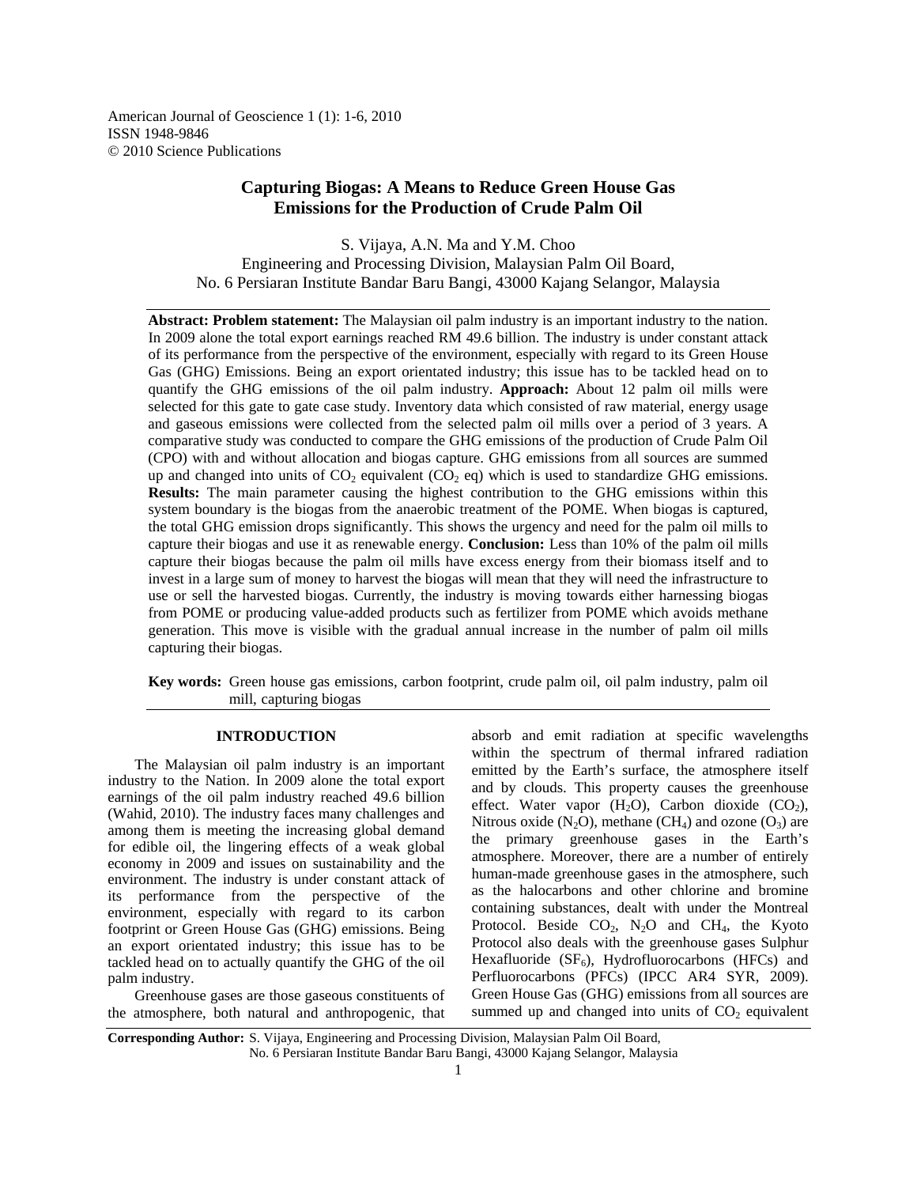American Journal of Geoscience 1 (1): 1-6, 2010
ISSN 1948-9846
© 2010 Science Publications

# Capturing Biogas: A Means to Reduce Green House Gas Emissions for the Production of Crude Palm Oil

S. Vijaya, A.N. Ma and Y.M. Choo
Engineering and Processing Division, Malaysian Palm Oil Board,
No. 6 Persiaran Institute Bandar Baru Bangi, 43000 Kajang Selangor, Malaysia

**Abstract: Problem statement:** The Malaysian oil palm industry is an important industry to the nation. In 2009 alone the total export earnings reached RM 49.6 billion. The industry is under constant attack of its performance from the perspective of the environment, especially with regard to its Green House Gas (GHG) Emissions. Being an export orientated industry; this issue has to be tackled head on to quantify the GHG emissions of the oil palm industry. **Approach:** About 12 palm oil mills were selected for this gate to gate case study. Inventory data which consisted of raw material, energy usage and gaseous emissions were collected from the selected palm oil mills over a period of 3 years. A comparative study was conducted to compare the GHG emissions of the production of Crude Palm Oil (CPO) with and without allocation and biogas capture. GHG emissions from all sources are summed up and changed into units of $CO_2$ equivalent ($CO_2$ eq) which is used to standardize GHG emissions. **Results:** The main parameter causing the highest contribution to the GHG emissions within this system boundary is the biogas from the anaerobic treatment of the POME. When biogas is captured, the total GHG emission drops significantly. This shows the urgency and need for the palm oil mills to capture their biogas and use it as renewable energy. **Conclusion:** Less than 10% of the palm oil mills capture their biogas because the palm oil mills have excess energy from their biomass itself and to invest in a large sum of money to harvest the biogas will mean that they will need the infrastructure to use or sell the harvested biogas. Currently, the industry is moving towards either harnessing biogas from POME or producing value-added products such as fertilizer from POME which avoids methane generation. This move is visible with the gradual annual increase in the number of palm oil mills capturing their biogas.

**Key words:** Green house gas emissions, carbon footprint, crude palm oil, oil palm industry, palm oil mill, capturing biogas

## INTRODUCTION

The Malaysian oil palm industry is an important industry to the Nation. In 2009 alone the total export earnings of the oil palm industry reached 49.6 billion (Wahid, 2010). The industry faces many challenges and among them is meeting the increasing global demand for edible oil, the lingering effects of a weak global economy in 2009 and issues on sustainability and the environment. The industry is under constant attack of its performance from the perspective of the environment, especially with regard to its carbon footprint or Green House Gas (GHG) emissions. Being an export orientated industry; this issue has to be tackled head on to actually quantify the GHG of the oil palm industry.

Greenhouse gases are those gaseous constituents of the atmosphere, both natural and anthropogenic, that absorb and emit radiation at specific wavelengths within the spectrum of thermal infrared radiation emitted by the Earth's surface, the atmosphere itself and by clouds. This property causes the greenhouse effect. Water vapor ($H_2O$), Carbon dioxide ($CO_2$), Nitrous oxide ($N_2O$), methane ($CH_4$) and ozone ($O_3$) are the primary greenhouse gases in the Earth's atmosphere. Moreover, there are a number of entirely human-made greenhouse gases in the atmosphere, such as the halocarbons and other chlorine and bromine containing substances, dealt with under the Montreal Protocol. Beside $CO_2$, $N_2O$ and $CH_4$, the Kyoto Protocol also deals with the greenhouse gases Sulphur Hexafluoride ($SF_6$), Hydrofluorocarbons (HFCs) and Perfluorocarbons (PFCs) (IPCC AR4 SYR, 2009). Green House Gas (GHG) emissions from all sources are summed up and changed into units of $CO_2$ equivalent

**Corresponding Author:** S. Vijaya, Engineering and Processing Division, Malaysian Palm Oil Board, No. 6 Persiaran Institute Bandar Baru Bangi, 43000 Kajang Selangor, Malaysia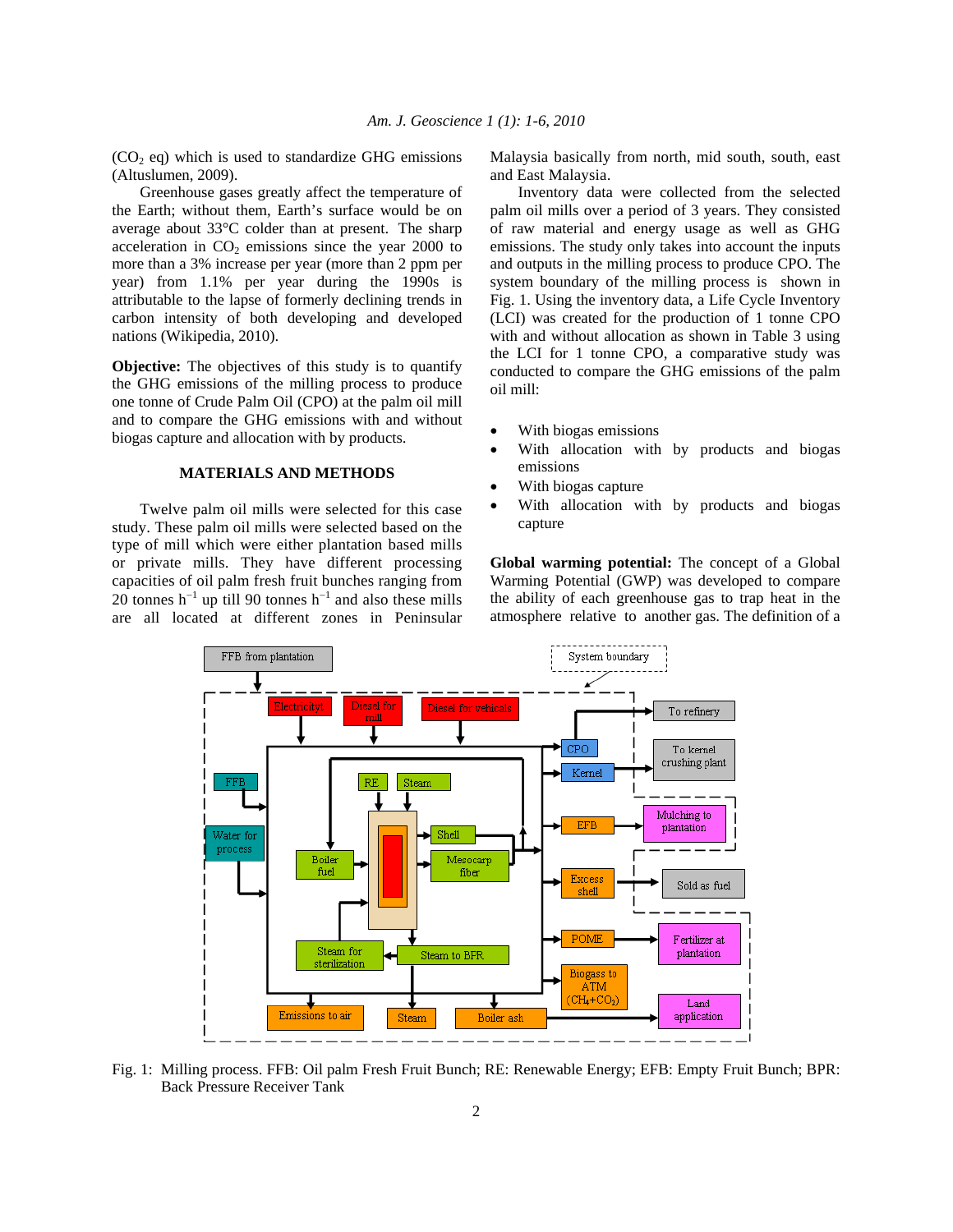($CO_2$ eq) which is used to standardize GHG emissions (Altuslumen, 2009).

Greenhouse gases greatly affect the temperature of the Earth; without them, Earth's surface would be on average about 33°C colder than at present. The sharp acceleration in $CO_2$ emissions since the year 2000 to more than a 3% increase per year (more than 2 ppm per year) from 1.1% per year during the 1990s is attributable to the lapse of formerly declining trends in carbon intensity of both developing and developed nations (Wikipedia, 2010).

**Objective:** The objectives of this study is to quantify the GHG emissions of the milling process to produce one tonne of Crude Palm Oil (CPO) at the palm oil mill and to compare the GHG emissions with and without biogas capture and allocation with by products.

## MATERIALS AND METHODS

Twelve palm oil mills were selected for this case study. These palm oil mills were selected based on the type of mill which were either plantation based mills or private mills. They have different processing capacities of oil palm fresh fruit bunches ranging from 20 tonnes $h^{-1}$ up till 90 tonnes $h^{-1}$ and also these mills are all located at different zones in Peninsular Malaysia basically from north, mid south, south, east and East Malaysia.

Inventory data were collected from the selected palm oil mills over a period of 3 years. They consisted of raw material and energy usage as well as GHG emissions. The study only takes into account the inputs and outputs in the milling process to produce CPO. The system boundary of the milling process is shown in Fig. 1. Using the inventory data, a Life Cycle Inventory (LCI) was created for the production of 1 tonne CPO with and without allocation as shown in Table 3 using the LCI for 1 tonne CPO, a comparative study was conducted to compare the GHG emissions of the palm oil mill:

- With biogas emissions
- With allocation with by products and biogas emissions
- With biogas capture
- With allocation with by products and biogas capture

**Global warming potential:** The concept of a Global Warming Potential (GWP) was developed to compare the ability of each greenhouse gas to trap heat in the atmosphere relative to another gas. The definition of a

Fig. 1: Milling process. FFB: Oil palm Fresh Fruit Bunch; RE: Renewable Energy; EFB: Empty Fruit Bunch; BPR: Back Pressure Receiver Tank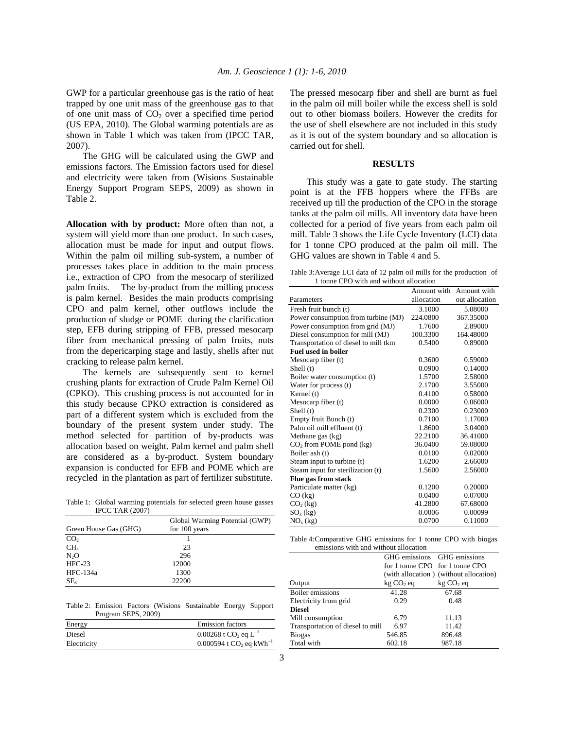GWP for a particular greenhouse gas is the ratio of heat trapped by one unit mass of the greenhouse gas to that of one unit mass of $CO_2$ over a specified time period (US EPA, 2010). The Global warming potentials are as shown in Table 1 which was taken from (IPCC TAR, 2007).

The GHG will be calculated using the GWP and emissions factors. The Emission factors used for diesel and electricity were taken from (Wisions Sustainable Energy Support Program SEPS, 2009) as shown in Table 2.

**Allocation with by product:** More often than not, a system will yield more than one product. In such cases, allocation must be made for input and output flows. Within the palm oil milling sub-system, a number of processes takes place in addition to the main process i.e., extraction of CPO from the mesocarp of sterilized palm fruits. The by-product from the milling process is palm kernel. Besides the main products comprising CPO and palm kernel, other outflows include the production of sludge or POME during the clarification step, EFB during stripping of FFB, pressed mesocarp fiber from mechanical pressing of palm fruits, nuts from the depericarping stage and lastly, shells after nut cracking to release palm kernel.

The kernels are subsequently sent to kernel crushing plants for extraction of Crude Palm Kernel Oil (CPKO). This crushing process is not accounted for in this study because CPKO extraction is considered as part of a different system which is excluded from the boundary of the present system under study. The method selected for partition of by-products was allocation based on weight. Palm kernel and palm shell are considered as a by-product. System boundary expansion is conducted for EFB and POME which are recycled in the plantation as part of fertilizer substitute.

Table 1: Global warming potentials for selected green house gasses IPCC TAR (2007)

| Green House Gas (GHG) | Global Warming Potential (GWP) for 100 years |
|---|---|
| $CO_2$ | 1 |
| $CH_4$ | 23 |
| $N_2O$ | 296 |
| HFC-23 | 12000 |
| HFC-134a | 1300 |
| $SF_6$ | 22200 |

Table 2: Emission Factors (Wisions Sustainable Energy Support Program SEPS, 2009)

| Energy | Emission factors |
|---|---|
| Diesel | 0.00268 t $CO_2$ eq $L^{-1}$ |
| Electricity | 0.000594 t $CO_2$ eq $kWh^{-1}$ |

The pressed mesocarp fiber and shell are burnt as fuel in the palm oil mill boiler while the excess shell is sold out to other biomass boilers. However the credits for the use of shell elsewhere are not included in this study as it is out of the system boundary and so allocation is carried out for shell.

## RESULTS

This study was a gate to gate study. The starting point is at the FFB hoppers where the FFBs are received up till the production of the CPO in the storage tanks at the palm oil mills. All inventory data have been collected for a period of five years from each palm oil mill. Table 3 shows the Life Cycle Inventory (LCI) data for 1 tonne CPO produced at the palm oil mill. The GHG values are shown in Table 4 and 5.

Table 3: Average LCI data of 12 palm oil mills for the production of 1 tonne CPO with and without allocation

| Parameters | Amount with allocation | Amount with out allocation |
|---|---|---|
| Fresh fruit bunch (t) | 3.1000 | 5.08000 |
| Power consumption from turbine (MJ) | 224.0800 | 367.35000 |
| Power consumption from grid (MJ) | 1.7600 | 2.89000 |
| Diesel consumption for mill (MJ) | 100.3300 | 164.48000 |
| Transportation of diesel to mill tkm | 0.5400 | 0.89000 |
| **Fuel used in boiler** | | |
| Mesocarp fiber (t) | 0.3600 | 0.59000 |
| Shell (t) | 0.0900 | 0.14000 |
| Boiler water consumption (t) | 1.5700 | 2.58000 |
| Water for process (t) | 2.1700 | 3.55000 |
| Kernel (t) | 0.4100 | 0.58000 |
| Mesocarp fiber (t) | 0.0000 | 0.06000 |
| Shell (t) | 0.2300 | 0.23000 |
| Empty fruit Bunch (t) | 0.7100 | 1.17000 |
| Palm oil mill effluent (t) | 1.8600 | 3.04000 |
| Methane gas (kg) | 22.2100 | 36.41000 |
| $CO_2$ from POME pond (kg) | 36.0400 | 59.08000 |
| Boiler ash (t) | 0.0100 | 0.02000 |
| Steam input to turbine (t) | 1.6200 | 2.66000 |
| Steam input for sterilization (t) | 1.5600 | 2.56000 |
| **Flue gas from stack** | | |
| Particulate matter (kg) | 0.1200 | 0.20000 |
| CO (kg) | 0.0400 | 0.07000 |
| $CO_2$ (kg) | 41.2800 | 67.68000 |
| $SO_x$ (kg) | 0.0006 | 0.00099 |
| $NO_x$ (kg) | 0.0700 | 0.11000 |

Table 4: Comparative GHG emissions for 1 tonne CPO with biogas emissions with and without allocation

| Output | GHG emissions for 1 tonne CPO (with allocation) kg $CO_2$ eq | GHG emissions for 1 tonne CPO (without allocation) kg $CO_2$ eq |
|---|---|---|
| Boiler emissions | 41.28 | 67.68 |
| Electricity from grid | 0.29 | 0.48 |
| **Diesel** | | |
| Mill consumption | 6.79 | 11.13 |
| Transportation of diesel to mill | 6.97 | 11.42 |
| Biogas | 546.85 | 896.48 |
| Total with | 602.18 | 987.18 |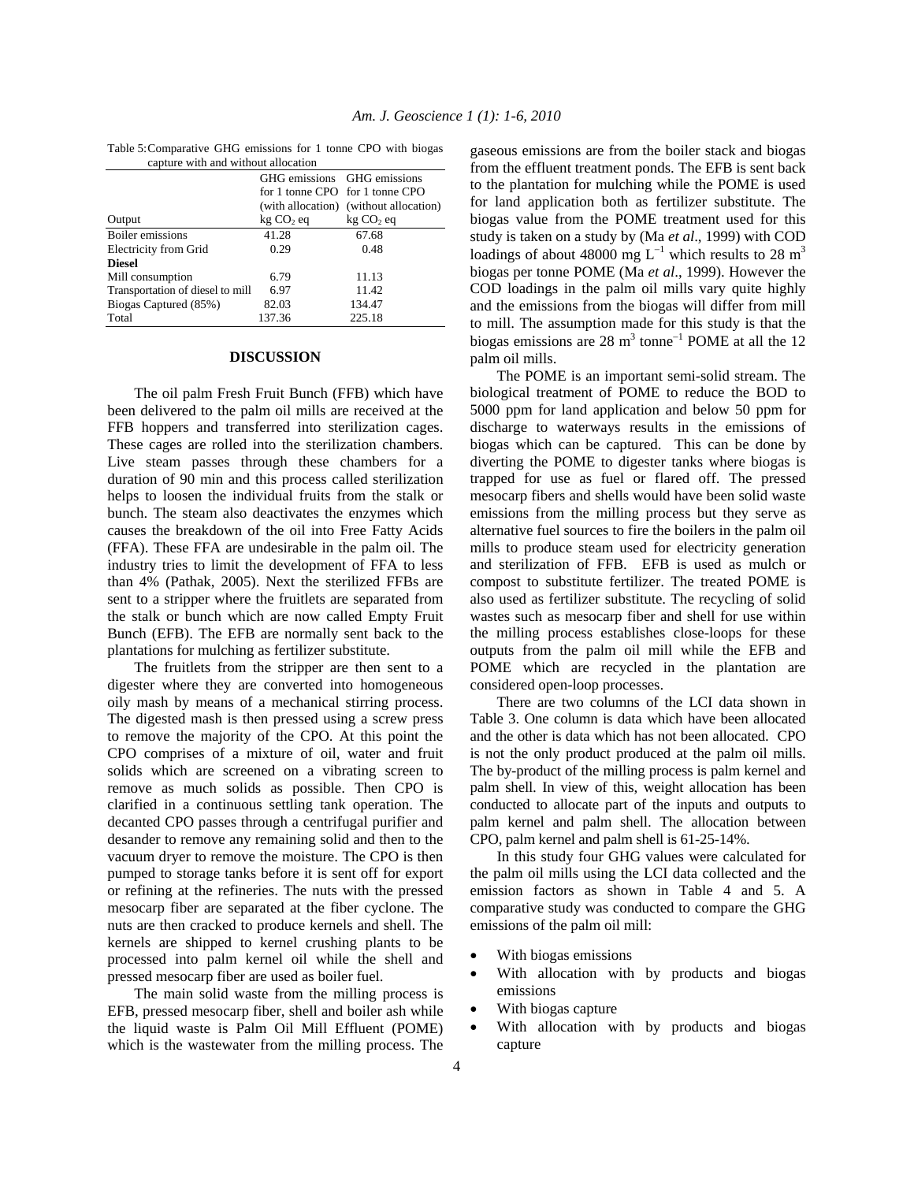Table 5: Comparative GHG emissions for 1 tonne CPO with biogas capture with and without allocation

| Output | GHG emissions for 1 tonne CPO (with allocation) kg $CO_2$ eq | GHG emissions for 1 tonne CPO (without allocation) kg $CO_2$ eq |
|---|---|---|
| Boiler emissions | 41.28 | 67.68 |
| Electricity from Grid | 0.29 | 0.48 |
| **Diesel** | | |
| Mill consumption | 6.79 | 11.13 |
| Transportation of diesel to mill | 6.97 | 11.42 |
| Biogas Captured (85%) | 82.03 | 134.47 |
| Total | 137.36 | 225.18 |

## DISCUSSION

The oil palm Fresh Fruit Bunch (FFB) which have been delivered to the palm oil mills are received at the FFB hoppers and transferred into sterilization cages. These cages are rolled into the sterilization chambers. Live steam passes through these chambers for a duration of 90 min and this process called sterilization helps to loosen the individual fruits from the stalk or bunch. The steam also deactivates the enzymes which causes the breakdown of the oil into Free Fatty Acids (FFA). These FFA are undesirable in the palm oil. The industry tries to limit the development of FFA to less than 4% (Pathak, 2005). Next the sterilized FFBs are sent to a stripper where the fruitlets are separated from the stalk or bunch which are now called Empty Fruit Bunch (EFB). The EFB are normally sent back to the plantations for mulching as fertilizer substitute.

The fruitlets from the stripper are then sent to a digester where they are converted into homogeneous oily mash by means of a mechanical stirring process. The digested mash is then pressed using a screw press to remove the majority of the CPO. At this point the CPO comprises of a mixture of oil, water and fruit solids which are screened on a vibrating screen to remove as much solids as possible. Then CPO is clarified in a continuous settling tank operation. The decanted CPO passes through a centrifugal purifier and desander to remove any remaining solid and then to the vacuum dryer to remove the moisture. The CPO is then pumped to storage tanks before it is sent off for export or refining at the refineries. The nuts with the pressed mesocarp fiber are separated at the fiber cyclone. The nuts are then cracked to produce kernels and shell. The kernels are shipped to kernel crushing plants to be processed into palm kernel oil while the shell and pressed mesocarp fiber are used as boiler fuel.

The main solid waste from the milling process is EFB, pressed mesocarp fiber, shell and boiler ash while the liquid waste is Palm Oil Mill Effluent (POME) which is the wastewater from the milling process. The gaseous emissions are from the boiler stack and biogas from the effluent treatment ponds. The EFB is sent back to the plantation for mulching while the POME is used for land application both as fertilizer substitute. The biogas value from the POME treatment used for this study is taken on a study by (Ma *et al*., 1999) with COD loadings of about 48000 mg $L^{-1}$ which results to 28 $m^3$ biogas per tonne POME (Ma *et al*., 1999). However the COD loadings in the palm oil mills vary quite highly and the emissions from the biogas will differ from mill to mill. The assumption made for this study is that the biogas emissions are 28 $m^3$ $tonne^{-1}$ POME at all the 12 palm oil mills.

The POME is an important semi-solid stream. The biological treatment of POME to reduce the BOD to 5000 ppm for land application and below 50 ppm for discharge to waterways results in the emissions of biogas which can be captured. This can be done by diverting the POME to digester tanks where biogas is trapped for use as fuel or flared off. The pressed mesocarp fibers and shells would have been solid waste emissions from the milling process but they serve as alternative fuel sources to fire the boilers in the palm oil mills to produce steam used for electricity generation and sterilization of FFB. EFB is used as mulch or compost to substitute fertilizer. The treated POME is also used as fertilizer substitute. The recycling of solid wastes such as mesocarp fiber and shell for use within the milling process establishes close-loops for these outputs from the palm oil mill while the EFB and POME which are recycled in the plantation are considered open-loop processes.

There are two columns of the LCI data shown in Table 3. One column is data which have been allocated and the other is data which has not been allocated. CPO is not the only product produced at the palm oil mills. The by-product of the milling process is palm kernel and palm shell. In view of this, weight allocation has been conducted to allocate part of the inputs and outputs to palm kernel and palm shell. The allocation between CPO, palm kernel and palm shell is 61-25-14%.

In this study four GHG values were calculated for the palm oil mills using the LCI data collected and the emission factors as shown in Table 4 and 5. A comparative study was conducted to compare the GHG emissions of the palm oil mill:

- With biogas emissions
- With allocation with by products and biogas emissions
- With biogas capture
- With allocation with by products and biogas capture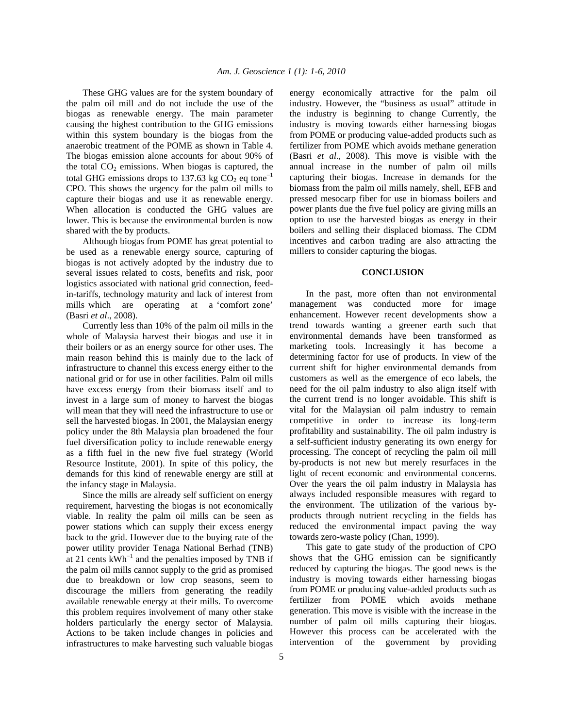These GHG values are for the system boundary of the palm oil mill and do not include the use of the biogas as renewable energy. The main parameter causing the highest contribution to the GHG emissions within this system boundary is the biogas from the anaerobic treatment of the POME as shown in Table 4. The biogas emission alone accounts for about 90% of the total $CO_2$ emissions. When biogas is captured, the total GHG emissions drops to 137.63 kg $CO_2$ eq tone$^{-1}$ CPO. This shows the urgency for the palm oil mills to capture their biogas and use it as renewable energy. When allocation is conducted the GHG values are lower. This is because the environmental burden is now shared with the by products.

Although biogas from POME has great potential to be used as a renewable energy source, capturing of biogas is not actively adopted by the industry due to several issues related to costs, benefits and risk, poor logistics associated with national grid connection, feed-in-tariffs, technology maturity and lack of interest from mills which are operating at a 'comfort zone' (Basri *et al*., 2008).

Currently less than 10% of the palm oil mills in the whole of Malaysia harvest their biogas and use it in their boilers or as an energy source for other uses. The main reason behind this is mainly due to the lack of infrastructure to channel this excess energy either to the national grid or for use in other facilities. Palm oil mills have excess energy from their biomass itself and to invest in a large sum of money to harvest the biogas will mean that they will need the infrastructure to use or sell the harvested biogas. In 2001, the Malaysian energy policy under the 8th Malaysia plan broadened the four fuel diversification policy to include renewable energy as a fifth fuel in the new five fuel strategy (World Resource Institute, 2001). In spite of this policy, the demands for this kind of renewable energy are still at the infancy stage in Malaysia.

Since the mills are already self sufficient on energy requirement, harvesting the biogas is not economically viable. In reality the palm oil mills can be seen as power stations which can supply their excess energy back to the grid. However due to the buying rate of the power utility provider Tenaga National Berhad (TNB) at 21 cents kWh$^{-1}$ and the penalties imposed by TNB if the palm oil mills cannot supply to the grid as promised due to breakdown or low crop seasons, seem to discourage the millers from generating the readily available renewable energy at their mills. To overcome this problem requires involvement of many other stake holders particularly the energy sector of Malaysia. Actions to be taken include changes in policies and infrastructures to make harvesting such valuable biogas energy economically attractive for the palm oil industry. However, the "business as usual" attitude in the industry is beginning to change Currently, the industry is moving towards either harnessing biogas from POME or producing value-added products such as fertilizer from POME which avoids methane generation (Basri *et al*., 2008). This move is visible with the annual increase in the number of palm oil mills capturing their biogas. Increase in demands for the biomass from the palm oil mills namely, shell, EFB and pressed mesocarp fiber for use in biomass boilers and power plants due the five fuel policy are giving mills an option to use the harvested biogas as energy in their boilers and selling their displaced biomass. The CDM incentives and carbon trading are also attracting the millers to consider capturing the biogas.

## CONCLUSION

In the past, more often than not environmental management was conducted more for image enhancement. However recent developments show a trend towards wanting a greener earth such that environmental demands have been transformed as marketing tools. Increasingly it has become a determining factor for use of products. In view of the current shift for higher environmental demands from customers as well as the emergence of eco labels, the need for the oil palm industry to also align itself with the current trend is no longer avoidable. This shift is vital for the Malaysian oil palm industry to remain competitive in order to increase its long-term profitability and sustainability. The oil palm industry is a self-sufficient industry generating its own energy for processing. The concept of recycling the palm oil mill by-products is not new but merely resurfaces in the light of recent economic and environmental concerns. Over the years the oil palm industry in Malaysia has always included responsible measures with regard to the environment. The utilization of the various by-products through nutrient recycling in the fields has reduced the environmental impact paving the way towards zero-waste policy (Chan, 1999).

This gate to gate study of the production of CPO shows that the GHG emission can be significantly reduced by capturing the biogas. The good news is the industry is moving towards either harnessing biogas from POME or producing value-added products such as fertilizer from POME which avoids methane generation. This move is visible with the increase in the number of palm oil mills capturing their biogas. However this process can be accelerated with the intervention of the government by providing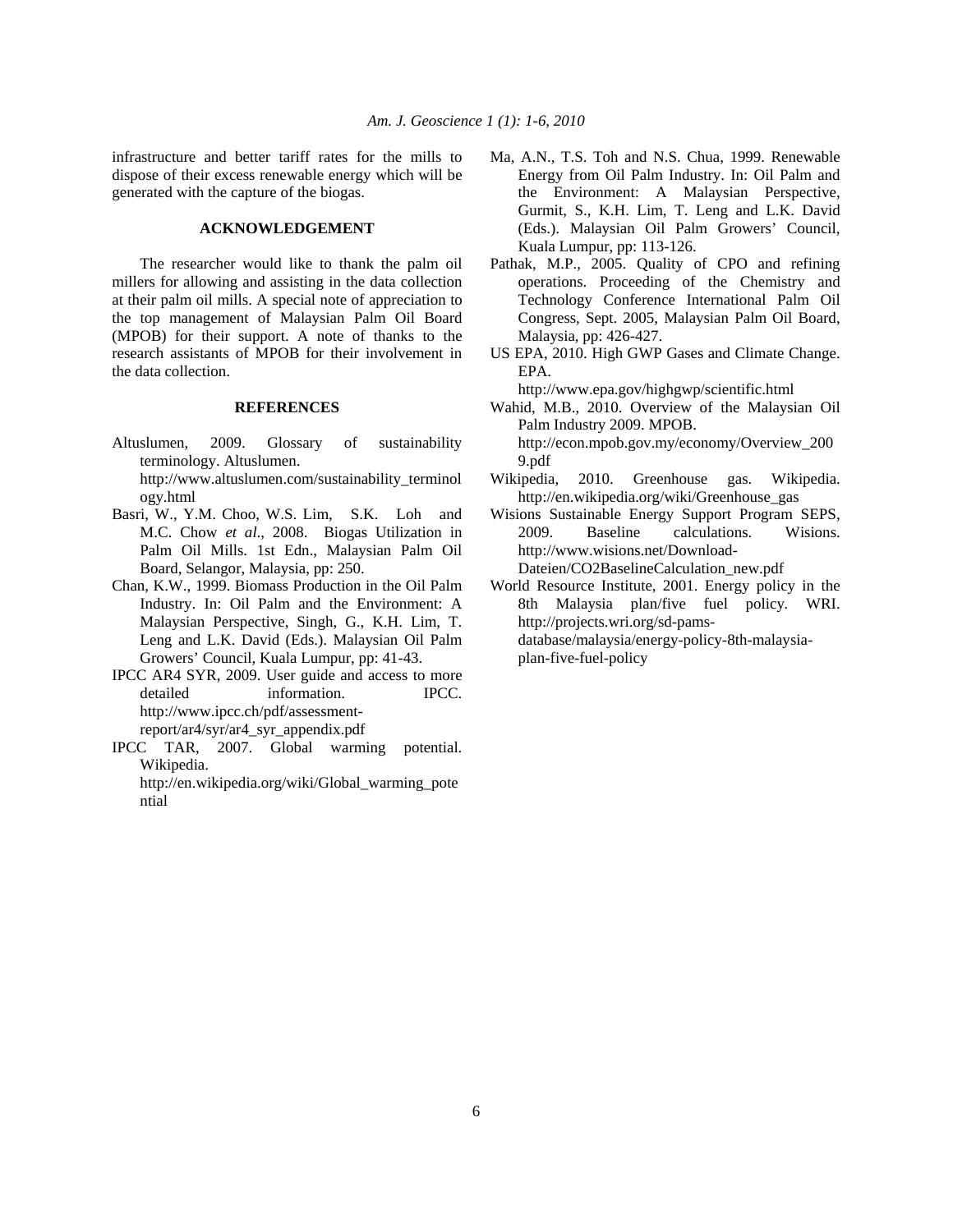infrastructure and better tariff rates for the mills to dispose of their excess renewable energy which will be generated with the capture of the biogas.

## ACKNOWLEDGEMENT

The researcher would like to thank the palm oil millers for allowing and assisting in the data collection at their palm oil mills. A special note of appreciation to the top management of Malaysian Palm Oil Board (MPOB) for their support. A note of thanks to the research assistants of MPOB for their involvement in the data collection.

## REFERENCES

Altuslumen, 2009. Glossary of sustainability terminology. Altuslumen. http://www.altuslumen.com/sustainability_terminology.html

Basri, W., Y.M. Choo, W.S. Lim, S.K. Loh and M.C. Chow *et al*., 2008. Biogas Utilization in Palm Oil Mills. 1st Edn., Malaysian Palm Oil Board, Selangor, Malaysia, pp: 250.

Chan, K.W., 1999. Biomass Production in the Oil Palm Industry. In: Oil Palm and the Environment: A Malaysian Perspective, Singh, G., K.H. Lim, T. Leng and L.K. David (Eds.). Malaysian Oil Palm Growers' Council, Kuala Lumpur, pp: 41-43.

IPCC AR4 SYR, 2009. User guide and access to more detailed information. IPCC. http://www.ipcc.ch/pdf/assessment-report/ar4/syr/ar4_syr_appendix.pdf

IPCC TAR, 2007. Global warming potential. Wikipedia. http://en.wikipedia.org/wiki/Global_warming_potential

Ma, A.N., T.S. Toh and N.S. Chua, 1999. Renewable Energy from Oil Palm Industry. In: Oil Palm and the Environment: A Malaysian Perspective, Gurmit, S., K.H. Lim, T. Leng and L.K. David (Eds.). Malaysian Oil Palm Growers' Council, Kuala Lumpur, pp: 113-126.

Pathak, M.P., 2005. Quality of CPO and refining operations. Proceeding of the Chemistry and Technology Conference International Palm Oil Congress, Sept. 2005, Malaysian Palm Oil Board, Malaysia, pp: 426-427.

US EPA, 2010. High GWP Gases and Climate Change. EPA. http://www.epa.gov/highgwp/scientific.html

Wahid, M.B., 2010. Overview of the Malaysian Oil Palm Industry 2009. MPOB. http://econ.mpob.gov.my/economy/Overview_2009.pdf

Wikipedia, 2010. Greenhouse gas. Wikipedia. http://en.wikipedia.org/wiki/Greenhouse_gas

Wisions Sustainable Energy Support Program SEPS, 2009. Baseline calculations. Wisions. http://www.wisions.net/Download-Dateien/CO2BaselineCalculation_new.pdf

World Resource Institute, 2001. Energy policy in the 8th Malaysia plan/five fuel policy. WRI. http://projects.wri.org/sd-pams-database/malaysia/energy-policy-8th-malaysia-plan-five-fuel-policy